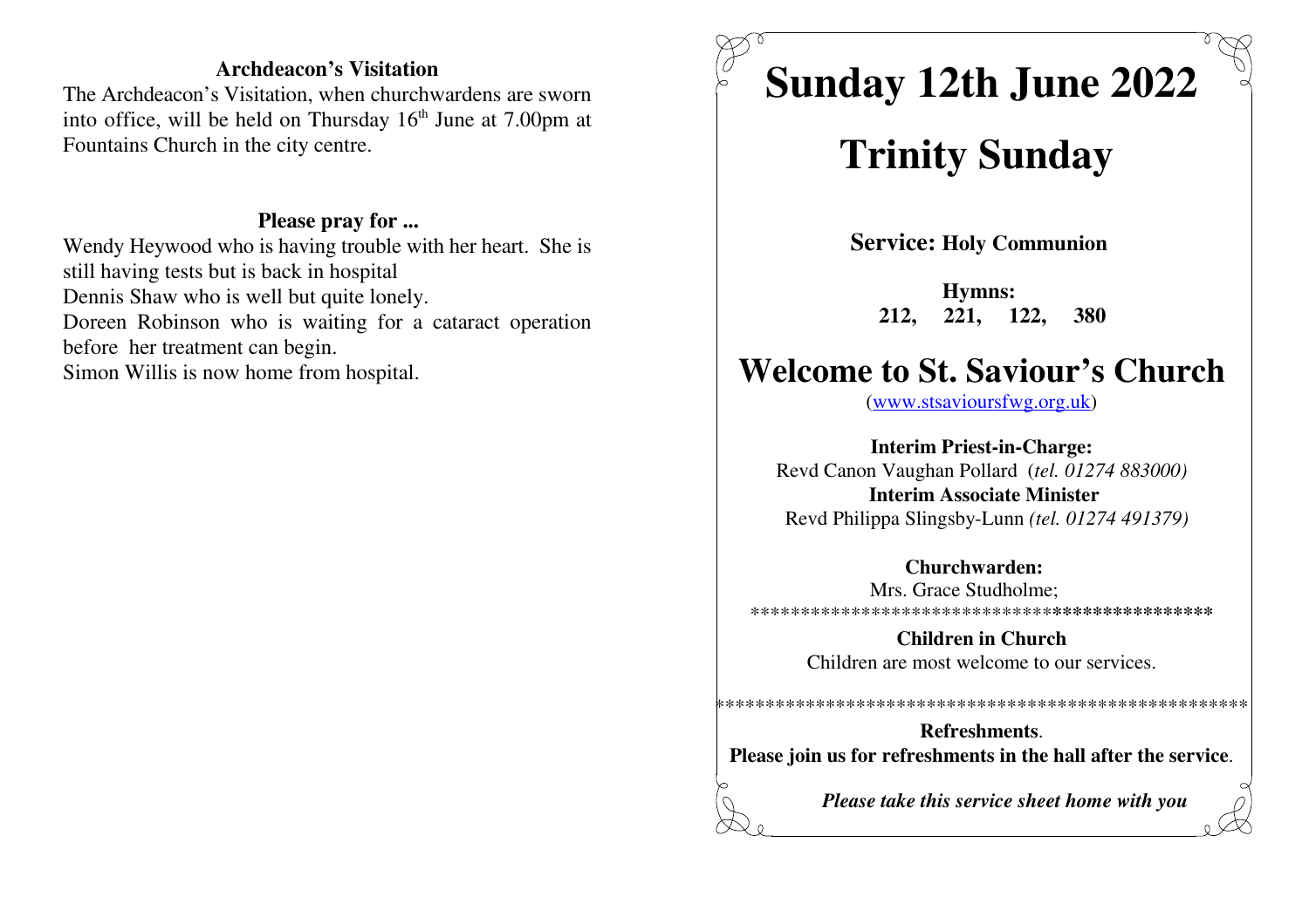### Archdeacon's Visitation

The Archdeacon's Visitation, when churchwardens are sworn into office, will be held on Thursday 16th June at 7.00pm at Fountains Church in the city centre.

### Please pray for ...

Wendy Heywood who is having trouble with her heart. She is still having tests but is back in hospital

Dennis Shaw who is well but quite lonely.

Doreen Robinson who is waiting for a cataract operation before her treatment can begin.

Simon Willis is now home from hospital.

# Sunday 12th June 2022

# Trinity Sunday

**Service: Holy Communion**

**Hymns:**
**212, 221, 122, 380**

# Welcome to St. Saviour's Church

(www.stsavioursfwg.org.uk)

**Interim Priest-in-Charge:**
Revd Canon Vaughan Pollard (*tel. 01274 883000)*
**Interim Associate Minister**
Revd Philippa Slingsby-Lunn *(tel. 01274 491379)*

**Churchwarden:**
Mrs. Grace Studholme;

************************************************

**Children in Church**
Children are most welcome to our services.

************************************************

**Refreshments**.
**Please join us for refreshments in the hall after the service**.

***Please take this service sheet home with you***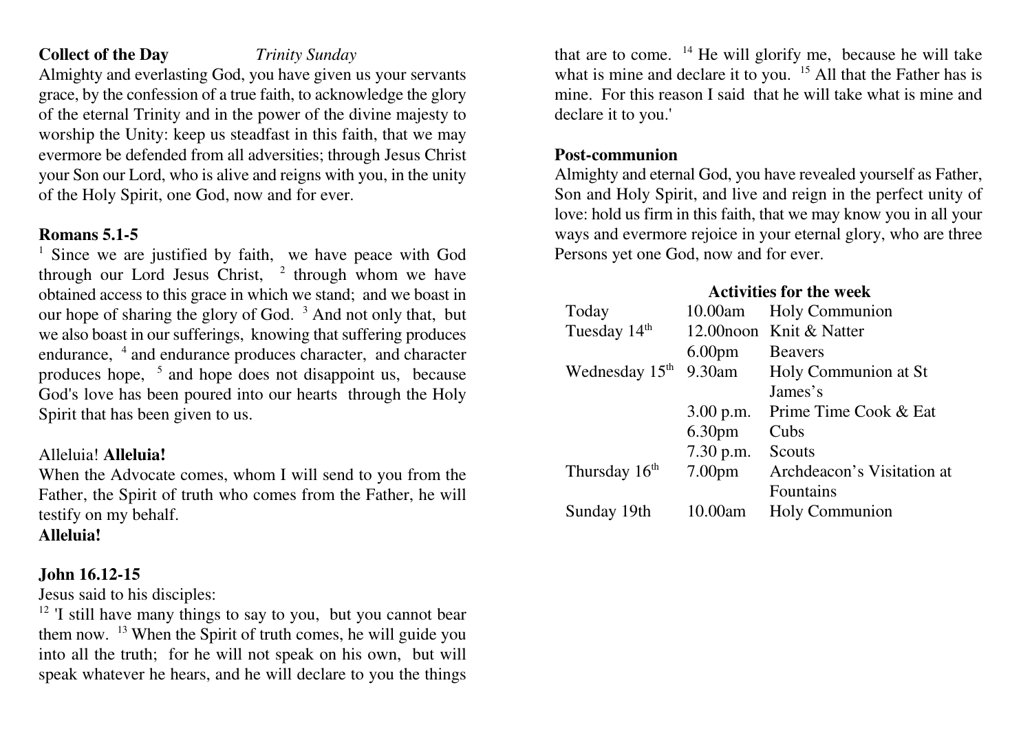**Collect of the Day** *Trinity Sunday*

Almighty and everlasting God, you have given us your servants grace, by the confession of a true faith, to acknowledge the glory of the eternal Trinity and in the power of the divine majesty to worship the Unity: keep us steadfast in this faith, that we may evermore be defended from all adversities; through Jesus Christ your Son our Lord, who is alive and reigns with you, in the unity of the Holy Spirit, one God, now and for ever.

**Romans 5.1-5**

[1] Since we are justified by faith, we have peace with God through our Lord Jesus Christ, [2] through whom we have obtained access to this grace in which we stand; and we boast in our hope of sharing the glory of God. [3] And not only that, but we also boast in our sufferings, knowing that suffering produces endurance, [4] and endurance produces character, and character produces hope, [5] and hope does not disappoint us, because God's love has been poured into our hearts through the Holy Spirit that has been given to us.

Alleluia! **Alleluia!**

When the Advocate comes, whom I will send to you from the Father, the Spirit of truth who comes from the Father, he will testify on my behalf.

**Alleluia!**

**John 16.12-15**

Jesus said to his disciples:

[12] 'I still have many things to say to you, but you cannot bear them now. [13] When the Spirit of truth comes, he will guide you into all the truth; for he will not speak on his own, but will speak whatever he hears, and he will declare to you the things that are to come. [14] He will glorify me, because he will take what is mine and declare it to you. [15] All that the Father has is mine. For this reason I said that he will take what is mine and declare it to you.'

**Post-communion**

Almighty and eternal God, you have revealed yourself as Father, Son and Holy Spirit, and live and reign in the perfect unity of love: hold us firm in this faith, that we may know you in all your ways and evermore rejoice in your eternal glory, who are three Persons yet one God, now and for ever.

**Activities for the week**

| | | |
|---|---|---|
| Today | 10.00am | Holy Communion |
| Tuesday 14th | 12.00noon | Knit & Natter |
| | 6.00pm | Beavers |
| Wednesday 15th | 9.30am | Holy Communion at St James's |
| | 3.00 p.m. | Prime Time Cook & Eat |
| | 6.30pm | Cubs |
| | 7.30 p.m. | Scouts |
| Thursday 16th | 7.00pm | Archdeacon's Visitation at Fountains |
| Sunday 19th | 10.00am | Holy Communion |